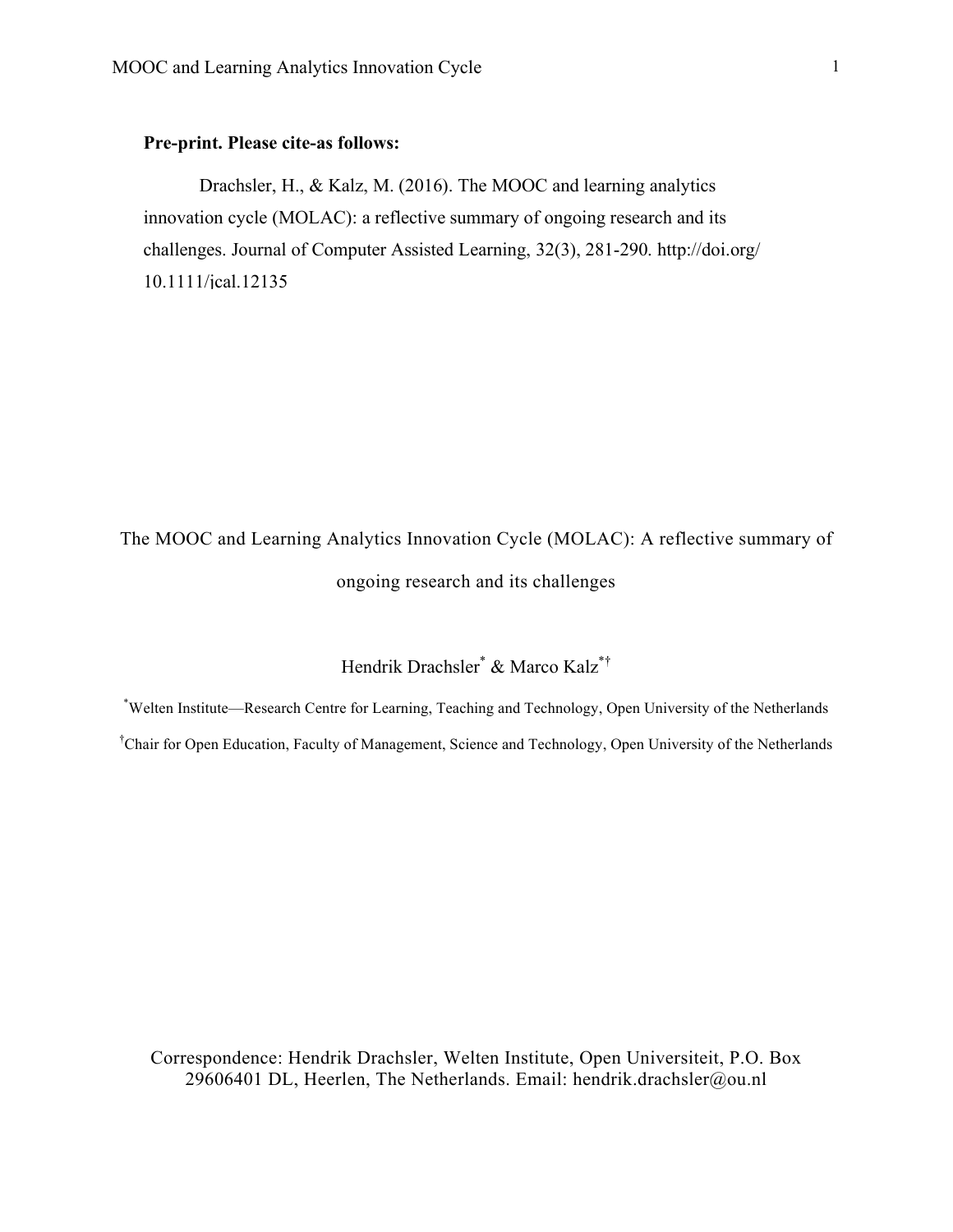**Pre-print. Please cite-as follows:**

Drachsler, H., & Kalz, M. (2016). The MOOC and learning analytics innovation cycle (MOLAC): a reflective summary of ongoing research and its challenges. Journal of Computer Assisted Learning, 32(3), 281-290. http://doi.org/10.1111/jcal.12135

# The MOOC and Learning Analytics Innovation Cycle (MOLAC): A reflective summary of ongoing research and its challenges

Hendrik Drachsler[*] & Marco Kalz[*†]

[*]Welten Institute—Research Centre for Learning, Teaching and Technology, Open University of the Netherlands

[†]Chair for Open Education, Faculty of Management, Science and Technology, Open University of the Netherlands

Correspondence: Hendrik Drachsler, Welten Institute, Open Universiteit, P.O. Box 29606401 DL, Heerlen, The Netherlands. Email: hendrik.drachsler@ou.nl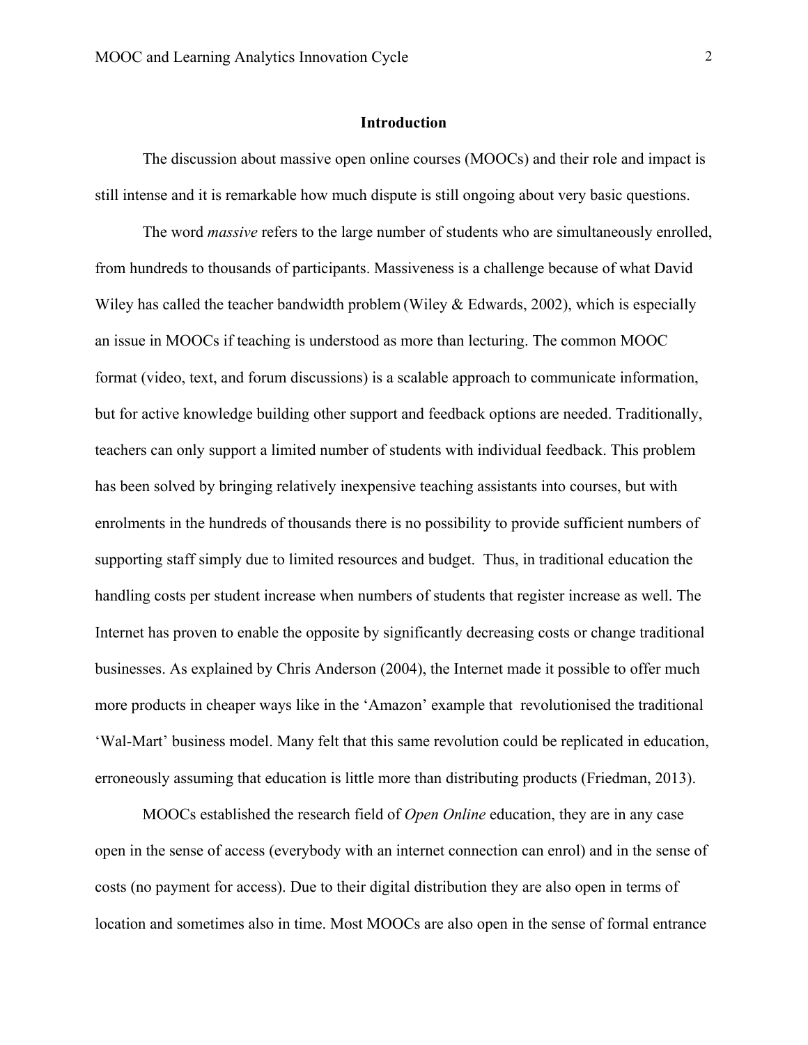## Introduction

The discussion about massive open online courses (MOOCs) and their role and impact is still intense and it is remarkable how much dispute is still ongoing about very basic questions.

The word *massive* refers to the large number of students who are simultaneously enrolled, from hundreds to thousands of participants. Massiveness is a challenge because of what David Wiley has called the teacher bandwidth problem (Wiley & Edwards, 2002), which is especially an issue in MOOCs if teaching is understood as more than lecturing. The common MOOC format (video, text, and forum discussions) is a scalable approach to communicate information, but for active knowledge building other support and feedback options are needed. Traditionally, teachers can only support a limited number of students with individual feedback. This problem has been solved by bringing relatively inexpensive teaching assistants into courses, but with enrolments in the hundreds of thousands there is no possibility to provide sufficient numbers of supporting staff simply due to limited resources and budget. Thus, in traditional education the handling costs per student increase when numbers of students that register increase as well. The Internet has proven to enable the opposite by significantly decreasing costs or change traditional businesses. As explained by Chris Anderson (2004), the Internet made it possible to offer much more products in cheaper ways like in the 'Amazon' example that revolutionised the traditional 'Wal-Mart' business model. Many felt that this same revolution could be replicated in education, erroneously assuming that education is little more than distributing products (Friedman, 2013).

MOOCs established the research field of *Open Online* education, they are in any case open in the sense of access (everybody with an internet connection can enrol) and in the sense of costs (no payment for access). Due to their digital distribution they are also open in terms of location and sometimes also in time. Most MOOCs are also open in the sense of formal entrance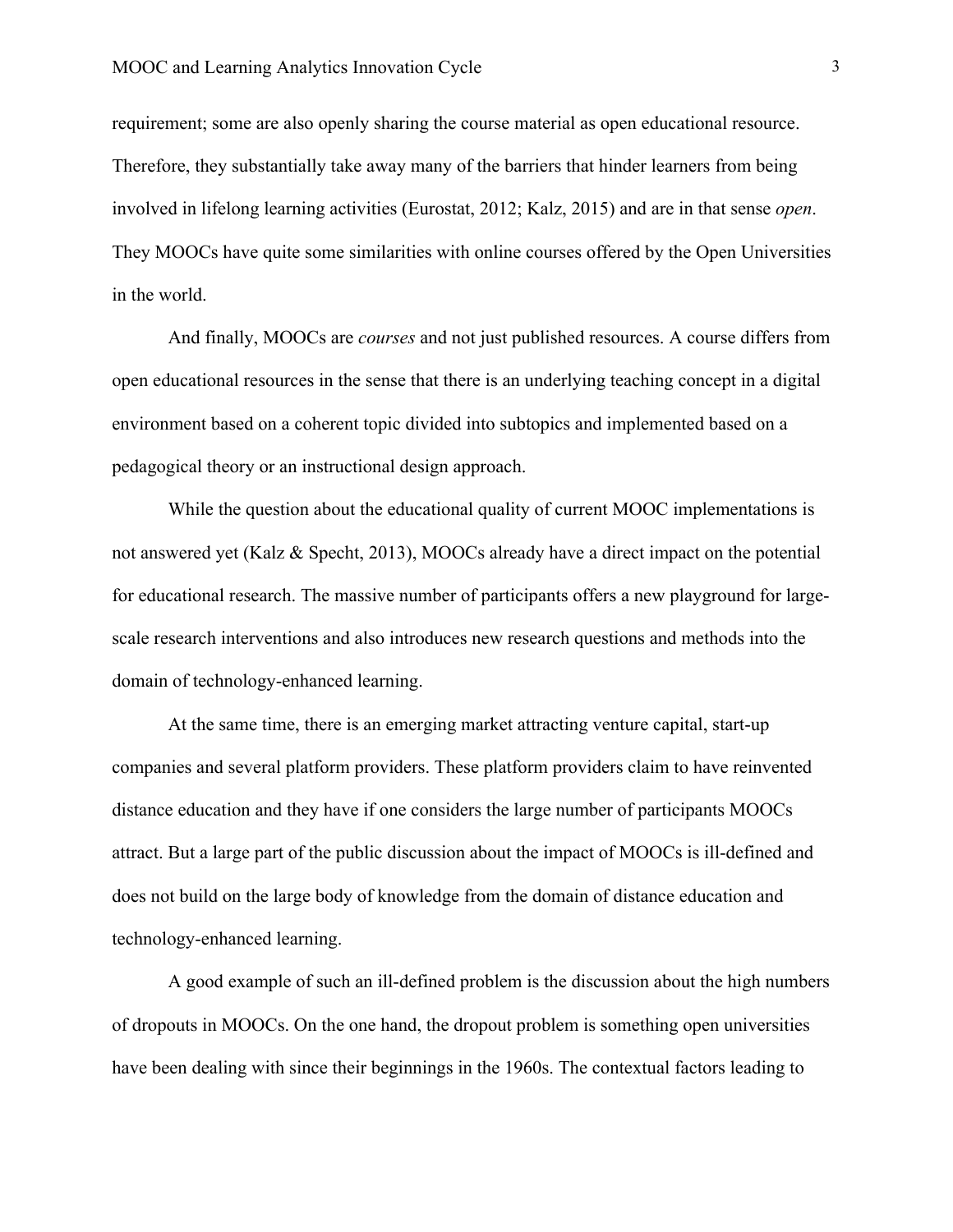requirement; some are also openly sharing the course material as open educational resource. Therefore, they substantially take away many of the barriers that hinder learners from being involved in lifelong learning activities (Eurostat, 2012; Kalz, 2015) and are in that sense *open*. They MOOCs have quite some similarities with online courses offered by the Open Universities in the world.

And finally, MOOCs are *courses* and not just published resources. A course differs from open educational resources in the sense that there is an underlying teaching concept in a digital environment based on a coherent topic divided into subtopics and implemented based on a pedagogical theory or an instructional design approach.

While the question about the educational quality of current MOOC implementations is not answered yet (Kalz & Specht, 2013), MOOCs already have a direct impact on the potential for educational research. The massive number of participants offers a new playground for large-scale research interventions and also introduces new research questions and methods into the domain of technology-enhanced learning.

At the same time, there is an emerging market attracting venture capital, start-up companies and several platform providers. These platform providers claim to have reinvented distance education and they have if one considers the large number of participants MOOCs attract. But a large part of the public discussion about the impact of MOOCs is ill-defined and does not build on the large body of knowledge from the domain of distance education and technology-enhanced learning.

A good example of such an ill-defined problem is the discussion about the high numbers of dropouts in MOOCs. On the one hand, the dropout problem is something open universities have been dealing with since their beginnings in the 1960s. The contextual factors leading to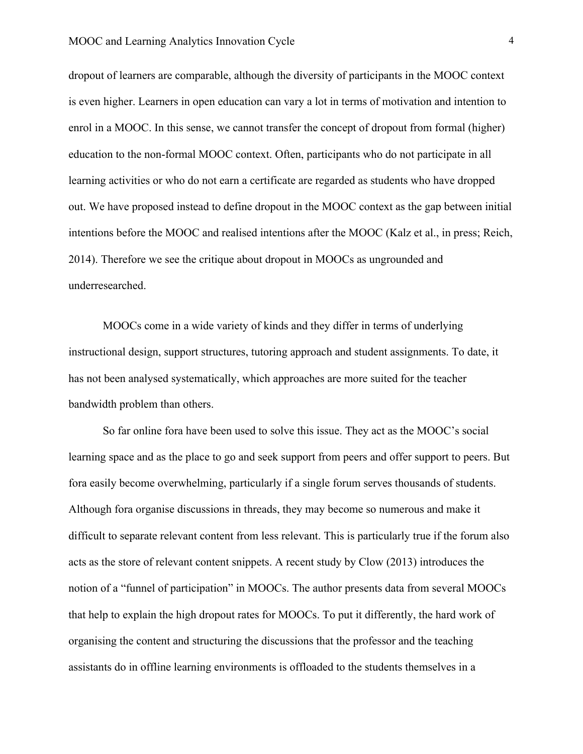dropout of learners are comparable, although the diversity of participants in the MOOC context is even higher. Learners in open education can vary a lot in terms of motivation and intention to enrol in a MOOC. In this sense, we cannot transfer the concept of dropout from formal (higher) education to the non-formal MOOC context. Often, participants who do not participate in all learning activities or who do not earn a certificate are regarded as students who have dropped out. We have proposed instead to define dropout in the MOOC context as the gap between initial intentions before the MOOC and realised intentions after the MOOC (Kalz et al., in press; Reich, 2014). Therefore we see the critique about dropout in MOOCs as ungrounded and underresearched.

MOOCs come in a wide variety of kinds and they differ in terms of underlying instructional design, support structures, tutoring approach and student assignments. To date, it has not been analysed systematically, which approaches are more suited for the teacher bandwidth problem than others.

So far online fora have been used to solve this issue. They act as the MOOC's social learning space and as the place to go and seek support from peers and offer support to peers. But fora easily become overwhelming, particularly if a single forum serves thousands of students. Although fora organise discussions in threads, they may become so numerous and make it difficult to separate relevant content from less relevant. This is particularly true if the forum also acts as the store of relevant content snippets. A recent study by Clow (2013) introduces the notion of a "funnel of participation" in MOOCs. The author presents data from several MOOCs that help to explain the high dropout rates for MOOCs. To put it differently, the hard work of organising the content and structuring the discussions that the professor and the teaching assistants do in offline learning environments is offloaded to the students themselves in a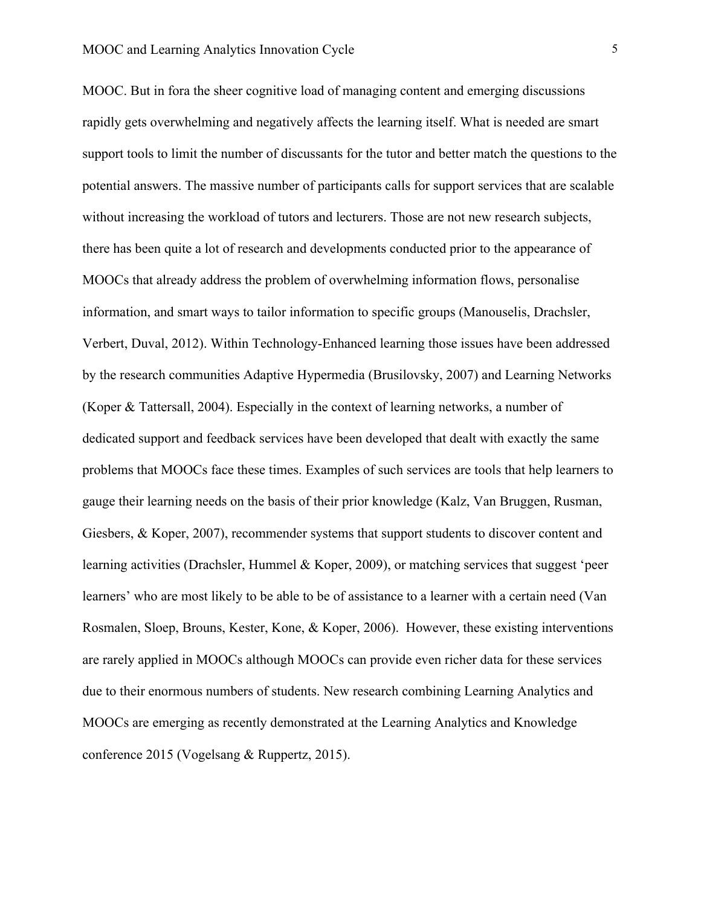MOOC. But in fora the sheer cognitive load of managing content and emerging discussions rapidly gets overwhelming and negatively affects the learning itself. What is needed are smart support tools to limit the number of discussants for the tutor and better match the questions to the potential answers. The massive number of participants calls for support services that are scalable without increasing the workload of tutors and lecturers. Those are not new research subjects, there has been quite a lot of research and developments conducted prior to the appearance of MOOCs that already address the problem of overwhelming information flows, personalise information, and smart ways to tailor information to specific groups (Manouselis, Drachsler, Verbert, Duval, 2012). Within Technology-Enhanced learning those issues have been addressed by the research communities Adaptive Hypermedia (Brusilovsky, 2007) and Learning Networks (Koper & Tattersall, 2004). Especially in the context of learning networks, a number of dedicated support and feedback services have been developed that dealt with exactly the same problems that MOOCs face these times. Examples of such services are tools that help learners to gauge their learning needs on the basis of their prior knowledge (Kalz, Van Bruggen, Rusman, Giesbers, & Koper, 2007), recommender systems that support students to discover content and learning activities (Drachsler, Hummel & Koper, 2009), or matching services that suggest 'peer learners' who are most likely to be able to be of assistance to a learner with a certain need (Van Rosmalen, Sloep, Brouns, Kester, Kone, & Koper, 2006). However, these existing interventions are rarely applied in MOOCs although MOOCs can provide even richer data for these services due to their enormous numbers of students. New research combining Learning Analytics and MOOCs are emerging as recently demonstrated at the Learning Analytics and Knowledge conference 2015 (Vogelsang & Ruppertz, 2015).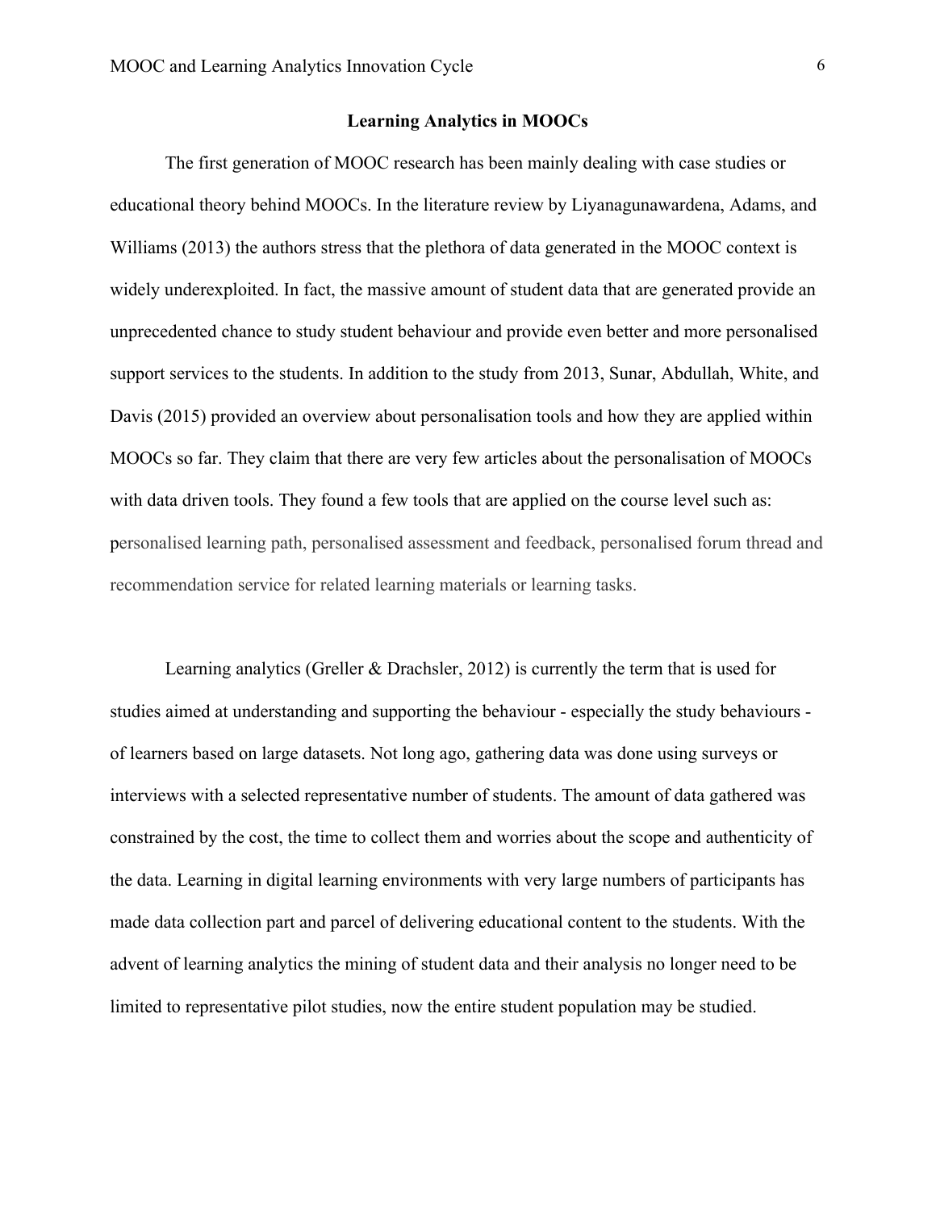## Learning Analytics in MOOCs

The first generation of MOOC research has been mainly dealing with case studies or educational theory behind MOOCs. In the literature review by Liyanagunawardena, Adams, and Williams (2013) the authors stress that the plethora of data generated in the MOOC context is widely underexploited. In fact, the massive amount of student data that are generated provide an unprecedented chance to study student behaviour and provide even better and more personalised support services to the students. In addition to the study from 2013, Sunar, Abdullah, White, and Davis (2015) provided an overview about personalisation tools and how they are applied within MOOCs so far. They claim that there are very few articles about the personalisation of MOOCs with data driven tools. They found a few tools that are applied on the course level such as: personalised learning path, personalised assessment and feedback, personalised forum thread and recommendation service for related learning materials or learning tasks.

Learning analytics (Greller & Drachsler, 2012) is currently the term that is used for studies aimed at understanding and supporting the behaviour - especially the study behaviours - of learners based on large datasets. Not long ago, gathering data was done using surveys or interviews with a selected representative number of students. The amount of data gathered was constrained by the cost, the time to collect them and worries about the scope and authenticity of the data. Learning in digital learning environments with very large numbers of participants has made data collection part and parcel of delivering educational content to the students. With the advent of learning analytics the mining of student data and their analysis no longer need to be limited to representative pilot studies, now the entire student population may be studied.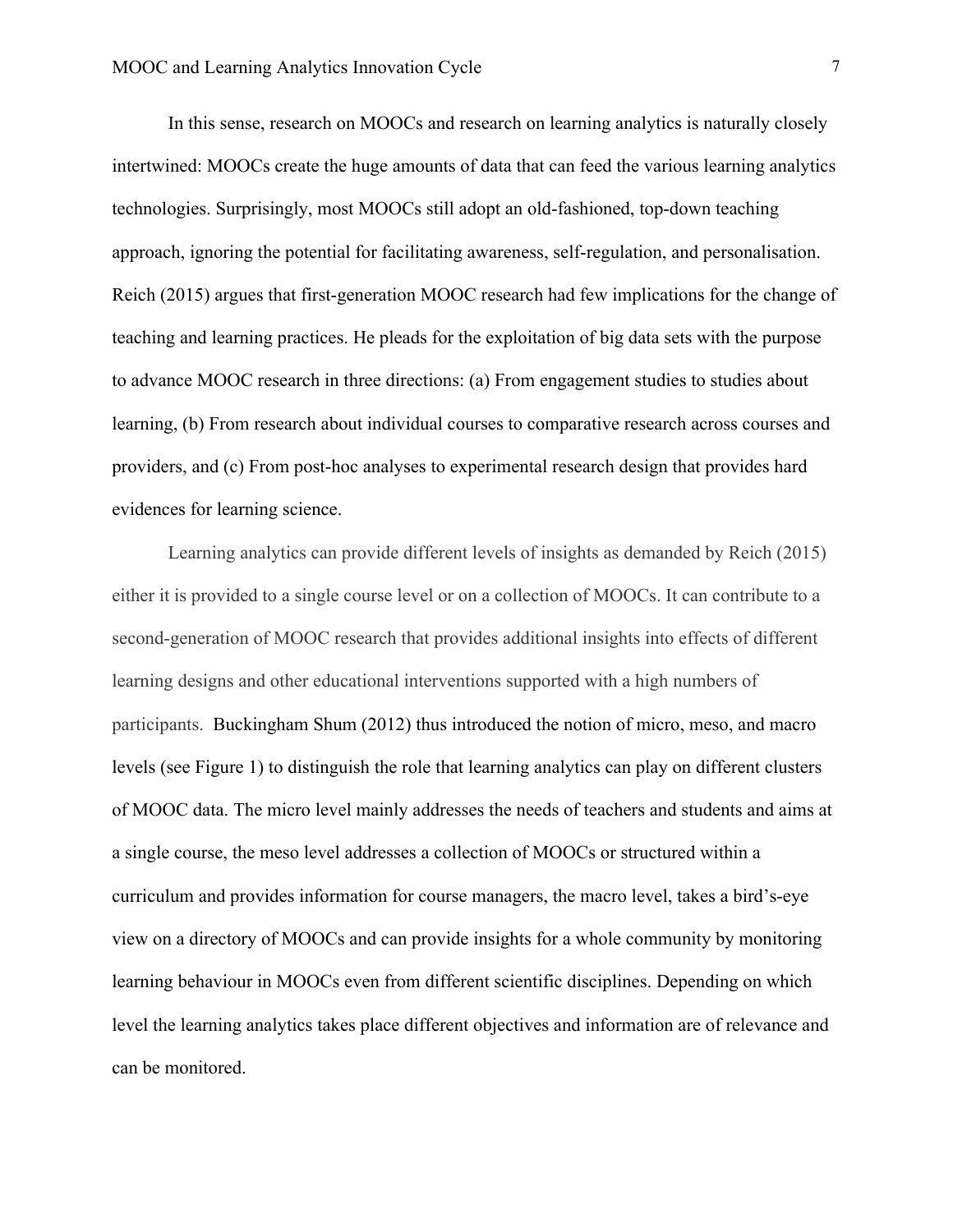In this sense, research on MOOCs and research on learning analytics is naturally closely intertwined: MOOCs create the huge amounts of data that can feed the various learning analytics technologies. Surprisingly, most MOOCs still adopt an old-fashioned, top-down teaching approach, ignoring the potential for facilitating awareness, self-regulation, and personalisation. Reich (2015) argues that first-generation MOOC research had few implications for the change of teaching and learning practices. He pleads for the exploitation of big data sets with the purpose to advance MOOC research in three directions: (a) From engagement studies to studies about learning, (b) From research about individual courses to comparative research across courses and providers, and (c) From post-hoc analyses to experimental research design that provides hard evidences for learning science.

Learning analytics can provide different levels of insights as demanded by Reich (2015) either it is provided to a single course level or on a collection of MOOCs. It can contribute to a second-generation of MOOC research that provides additional insights into effects of different learning designs and other educational interventions supported with a high numbers of participants. Buckingham Shum (2012) thus introduced the notion of micro, meso, and macro levels (see Figure 1) to distinguish the role that learning analytics can play on different clusters of MOOC data. The micro level mainly addresses the needs of teachers and students and aims at a single course, the meso level addresses a collection of MOOCs or structured within a curriculum and provides information for course managers, the macro level, takes a bird's-eye view on a directory of MOOCs and can provide insights for a whole community by monitoring learning behaviour in MOOCs even from different scientific disciplines. Depending on which level the learning analytics takes place different objectives and information are of relevance and can be monitored.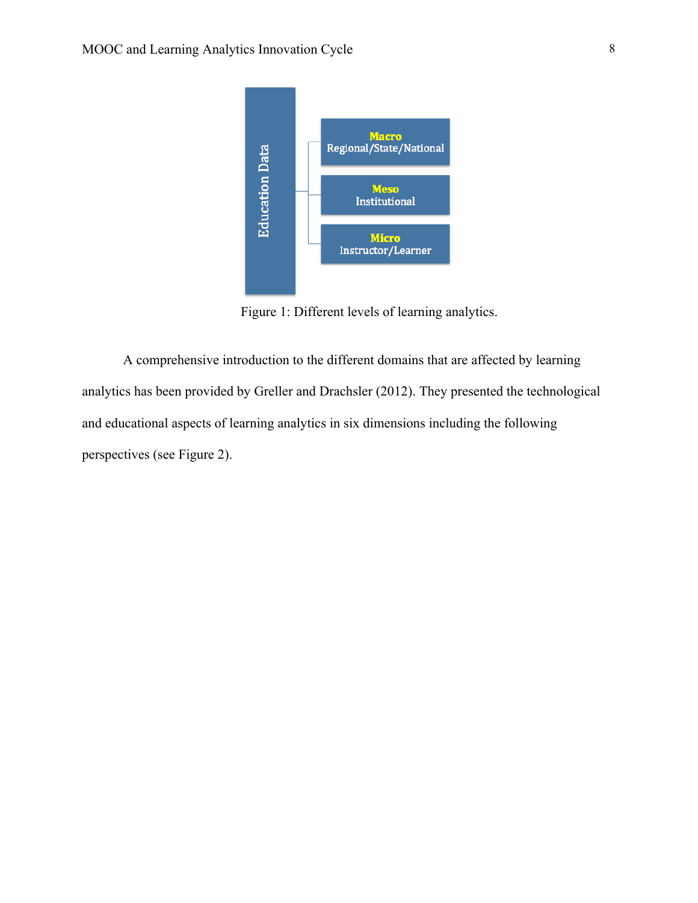Education Data

- **Macro** Regional/State/National
- **Meso** Institutional
- **Micro** Instructor/Learner

Figure 1: Different levels of learning analytics.

A comprehensive introduction to the different domains that are affected by learning analytics has been provided by Greller and Drachsler (2012). They presented the technological and educational aspects of learning analytics in six dimensions including the following perspectives (see Figure 2).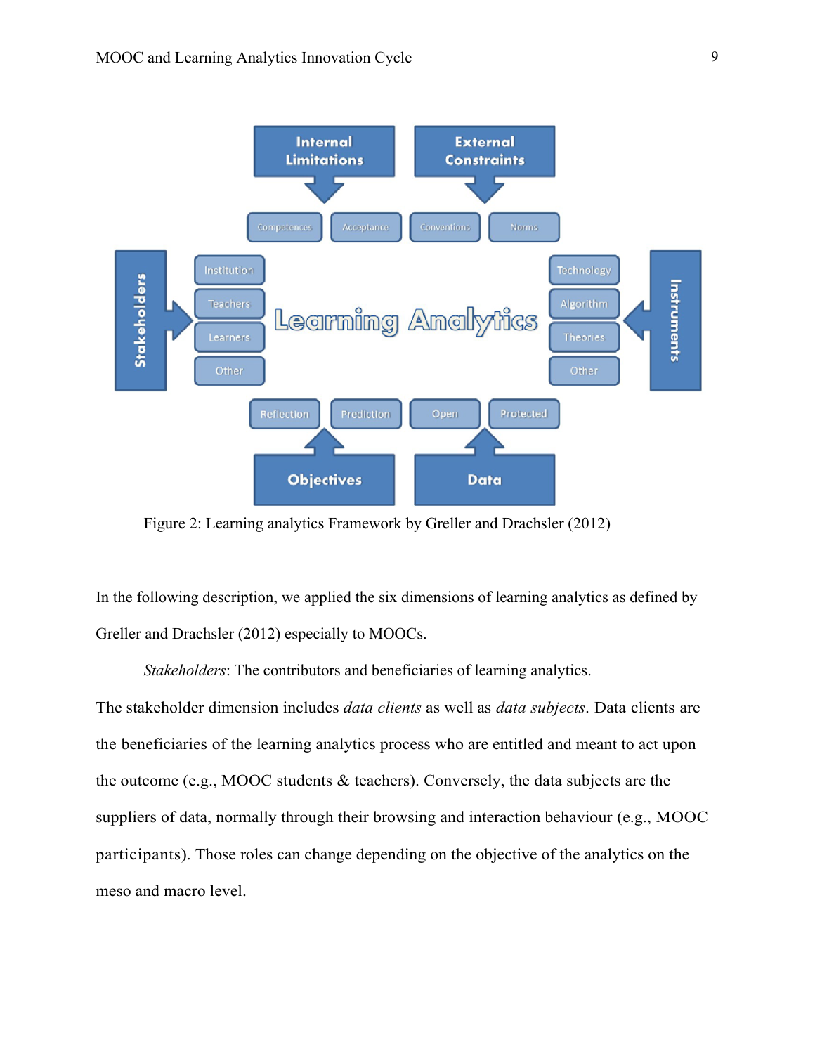Figure 2: Learning analytics Framework by Greller and Drachsler (2012)

In the following description, we applied the six dimensions of learning analytics as defined by Greller and Drachsler (2012) especially to MOOCs.

*Stakeholders*: The contributors and beneficiaries of learning analytics.

The stakeholder dimension includes *data clients* as well as *data subjects*. Data clients are the beneficiaries of the learning analytics process who are entitled and meant to act upon the outcome (e.g., MOOC students & teachers). Conversely, the data subjects are the suppliers of data, normally through their browsing and interaction behaviour (e.g., MOOC participants). Those roles can change depending on the objective of the analytics on the meso and macro level.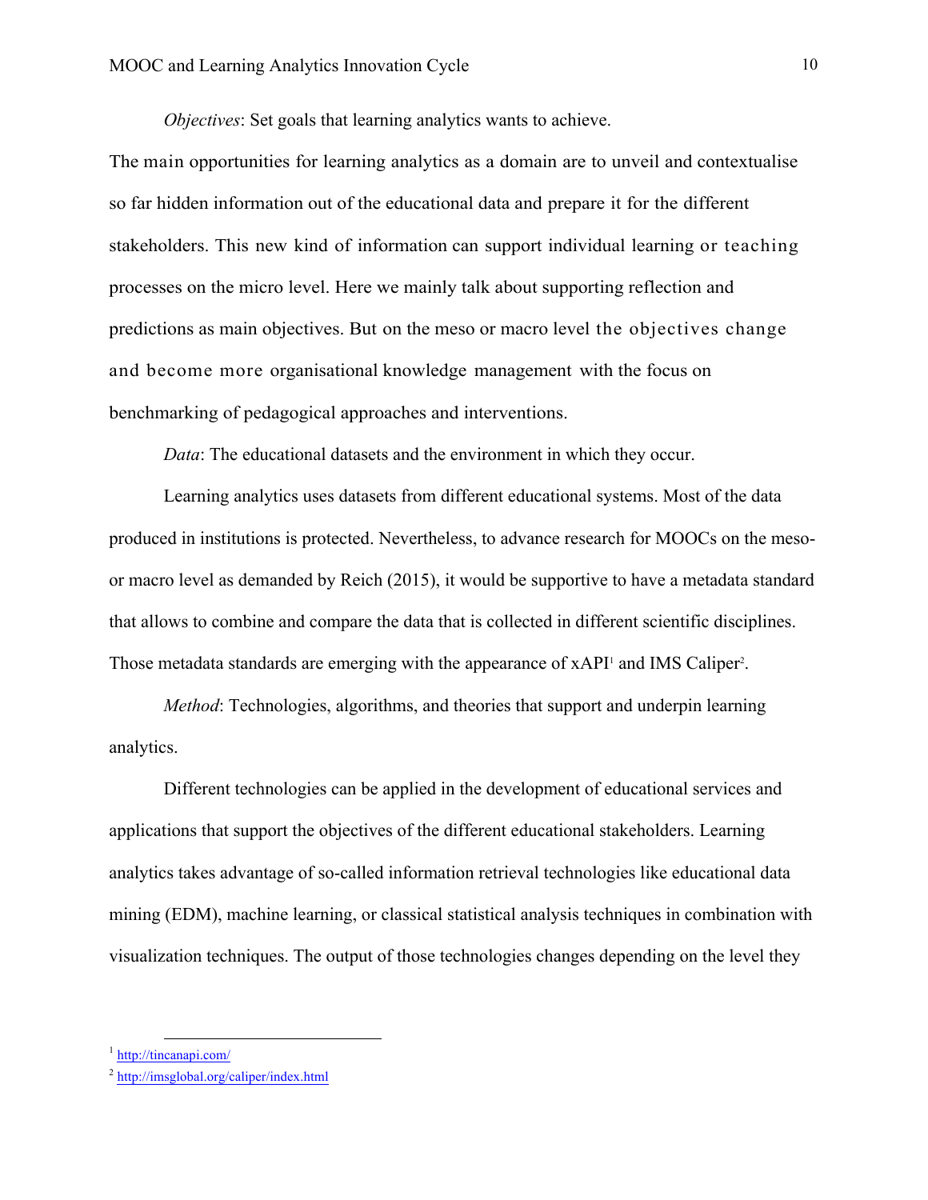*Objectives*: Set goals that learning analytics wants to achieve.

The main opportunities for learning analytics as a domain are to unveil and contextualise so far hidden information out of the educational data and prepare it for the different stakeholders. This new kind of information can support individual learning or teaching processes on the micro level. Here we mainly talk about supporting reflection and predictions as main objectives. But on the meso or macro level the objectives change and become more organisational knowledge management with the focus on benchmarking of pedagogical approaches and interventions.

*Data*: The educational datasets and the environment in which they occur.

Learning analytics uses datasets from different educational systems. Most of the data produced in institutions is protected. Nevertheless, to advance research for MOOCs on the meso- or macro level as demanded by Reich (2015), it would be supportive to have a metadata standard that allows to combine and compare the data that is collected in different scientific disciplines. Those metadata standards are emerging with the appearance of xAPI[1] and IMS Caliper[2].

*Method*: Technologies, algorithms, and theories that support and underpin learning analytics.

Different technologies can be applied in the development of educational services and applications that support the objectives of the different educational stakeholders. Learning analytics takes advantage of so-called information retrieval technologies like educational data mining (EDM), machine learning, or classical statistical analysis techniques in combination with visualization techniques. The output of those technologies changes depending on the level they

[1] http://tincanapi.com/

[2] http://imsglobal.org/caliper/index.html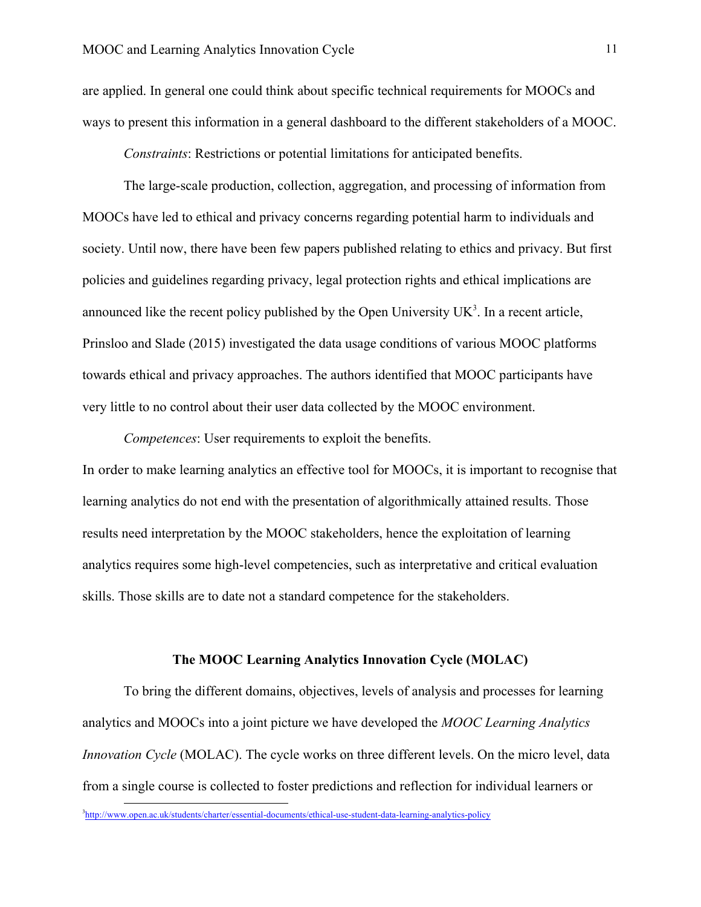are applied. In general one could think about specific technical requirements for MOOCs and ways to present this information in a general dashboard to the different stakeholders of a MOOC.

*Constraints*: Restrictions or potential limitations for anticipated benefits.

The large-scale production, collection, aggregation, and processing of information from MOOCs have led to ethical and privacy concerns regarding potential harm to individuals and society. Until now, there have been few papers published relating to ethics and privacy. But first policies and guidelines regarding privacy, legal protection rights and ethical implications are announced like the recent policy published by the Open University UK[3]. In a recent article, Prinsloo and Slade (2015) investigated the data usage conditions of various MOOC platforms towards ethical and privacy approaches. The authors identified that MOOC participants have very little to no control about their user data collected by the MOOC environment.

*Competences*: User requirements to exploit the benefits.

In order to make learning analytics an effective tool for MOOCs, it is important to recognise that learning analytics do not end with the presentation of algorithmically attained results. Those results need interpretation by the MOOC stakeholders, hence the exploitation of learning analytics requires some high-level competencies, such as interpretative and critical evaluation skills. Those skills are to date not a standard competence for the stakeholders.

## The MOOC Learning Analytics Innovation Cycle (MOLAC)

To bring the different domains, objectives, levels of analysis and processes for learning analytics and MOOCs into a joint picture we have developed the *MOOC Learning Analytics Innovation Cycle* (MOLAC). The cycle works on three different levels. On the micro level, data from a single course is collected to foster predictions and reflection for individual learners or

[3] http://www.open.ac.uk/students/charter/essential-documents/ethical-use-student-data-learning-analytics-policy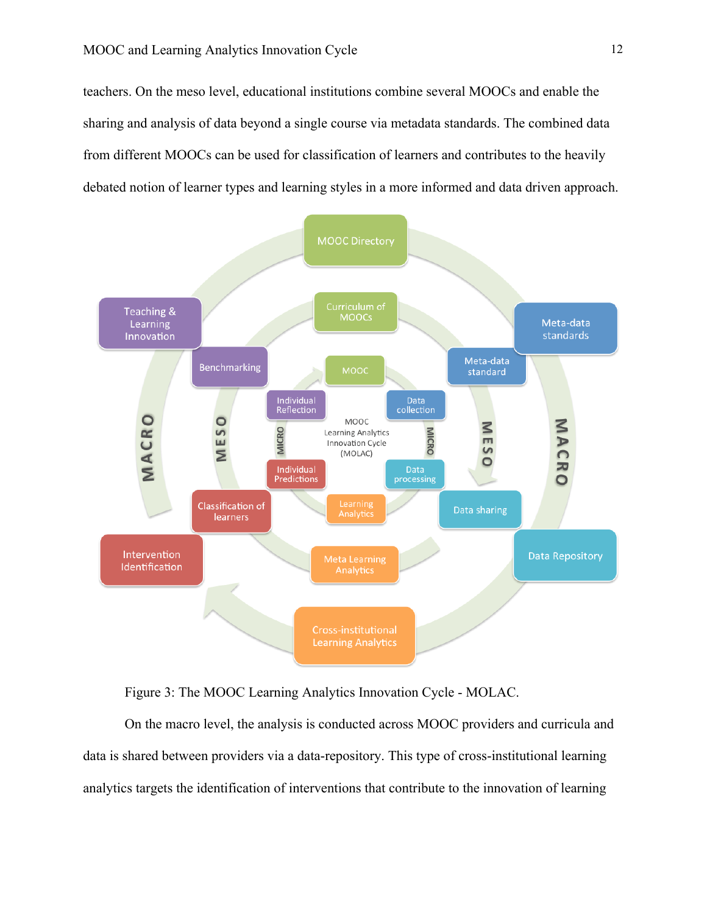teachers. On the meso level, educational institutions combine several MOOCs and enable the sharing and analysis of data beyond a single course via metadata standards. The combined data from different MOOCs can be used for classification of learners and contributes to the heavily debated notion of learner types and learning styles in a more informed and data driven approach.

Figure 3: The MOOC Learning Analytics Innovation Cycle - MOLAC.

On the macro level, the analysis is conducted across MOOC providers and curricula and data is shared between providers via a data-repository. This type of cross-institutional learning analytics targets the identification of interventions that contribute to the innovation of learning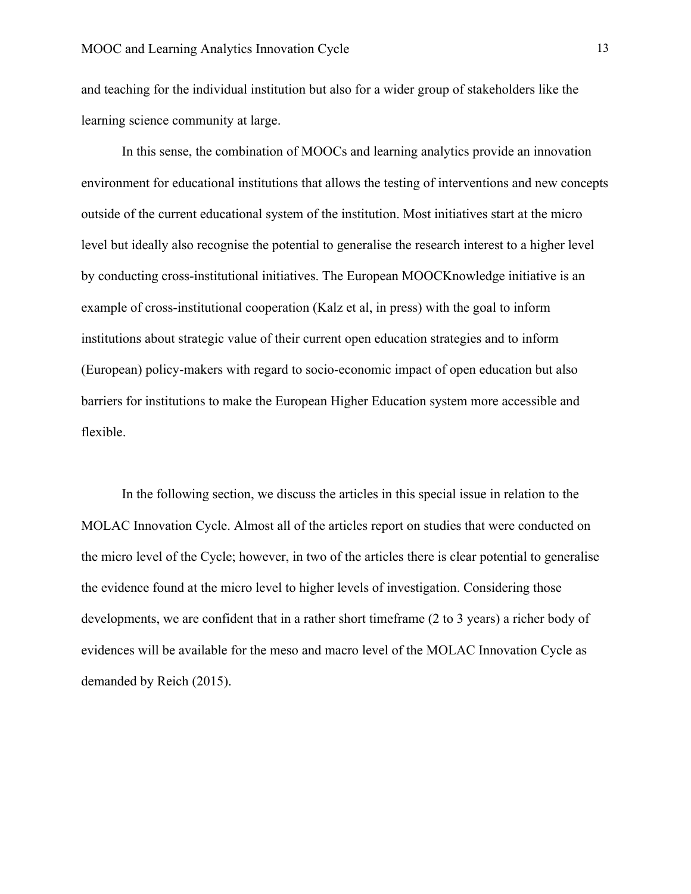and teaching for the individual institution but also for a wider group of stakeholders like the learning science community at large.

In this sense, the combination of MOOCs and learning analytics provide an innovation environment for educational institutions that allows the testing of interventions and new concepts outside of the current educational system of the institution. Most initiatives start at the micro level but ideally also recognise the potential to generalise the research interest to a higher level by conducting cross-institutional initiatives. The European MOOCKnowledge initiative is an example of cross-institutional cooperation (Kalz et al, in press) with the goal to inform institutions about strategic value of their current open education strategies and to inform (European) policy-makers with regard to socio-economic impact of open education but also barriers for institutions to make the European Higher Education system more accessible and flexible.

In the following section, we discuss the articles in this special issue in relation to the MOLAC Innovation Cycle. Almost all of the articles report on studies that were conducted on the micro level of the Cycle; however, in two of the articles there is clear potential to generalise the evidence found at the micro level to higher levels of investigation. Considering those developments, we are confident that in a rather short timeframe (2 to 3 years) a richer body of evidences will be available for the meso and macro level of the MOLAC Innovation Cycle as demanded by Reich (2015).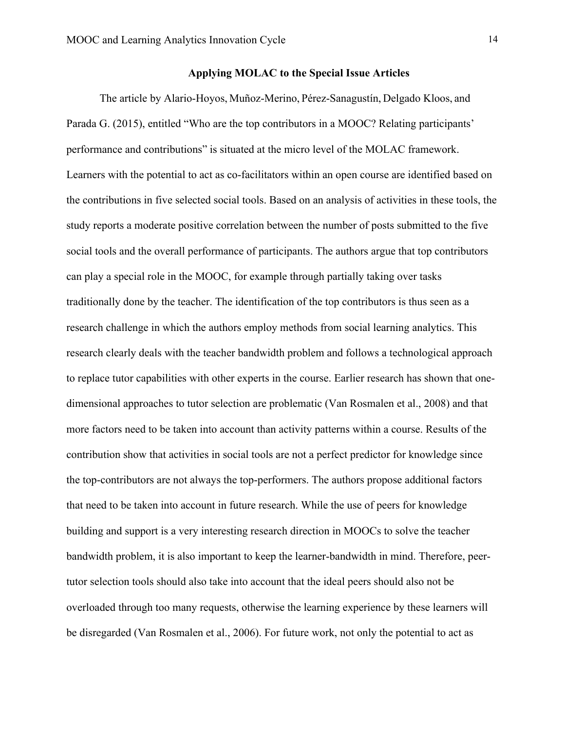## Applying MOLAC to the Special Issue Articles

The article by Alario-Hoyos, Muñoz-Merino, Pérez-Sanagustín, Delgado Kloos, and Parada G. (2015), entitled "Who are the top contributors in a MOOC? Relating participants' performance and contributions" is situated at the micro level of the MOLAC framework. Learners with the potential to act as co-facilitators within an open course are identified based on the contributions in five selected social tools. Based on an analysis of activities in these tools, the study reports a moderate positive correlation between the number of posts submitted to the five social tools and the overall performance of participants. The authors argue that top contributors can play a special role in the MOOC, for example through partially taking over tasks traditionally done by the teacher. The identification of the top contributors is thus seen as a research challenge in which the authors employ methods from social learning analytics. This research clearly deals with the teacher bandwidth problem and follows a technological approach to replace tutor capabilities with other experts in the course. Earlier research has shown that one-dimensional approaches to tutor selection are problematic (Van Rosmalen et al., 2008) and that more factors need to be taken into account than activity patterns within a course. Results of the contribution show that activities in social tools are not a perfect predictor for knowledge since the top-contributors are not always the top-performers. The authors propose additional factors that need to be taken into account in future research. While the use of peers for knowledge building and support is a very interesting research direction in MOOCs to solve the teacher bandwidth problem, it is also important to keep the learner-bandwidth in mind. Therefore, peer-tutor selection tools should also take into account that the ideal peers should also not be overloaded through too many requests, otherwise the learning experience by these learners will be disregarded (Van Rosmalen et al., 2006). For future work, not only the potential to act as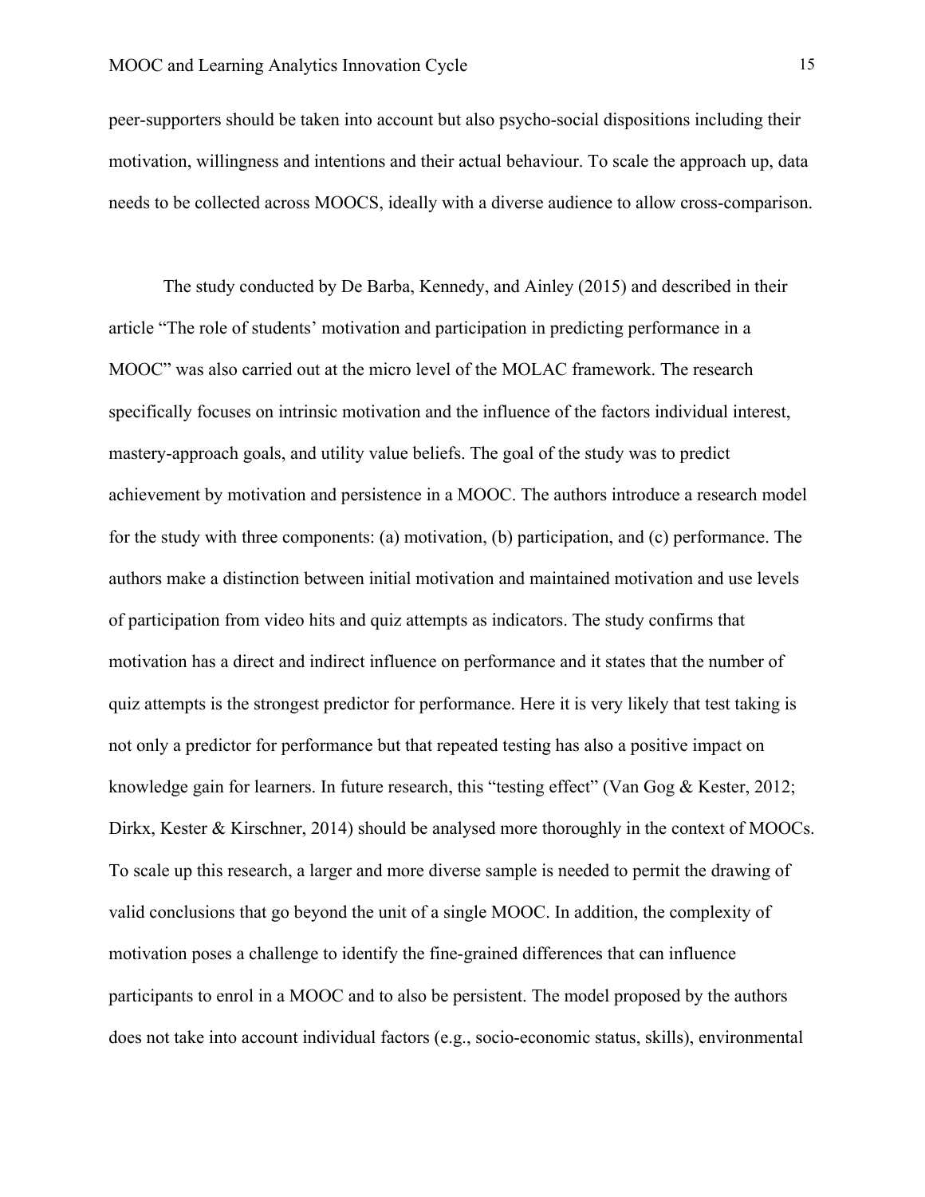peer-supporters should be taken into account but also psycho-social dispositions including their motivation, willingness and intentions and their actual behaviour. To scale the approach up, data needs to be collected across MOOCS, ideally with a diverse audience to allow cross-comparison.

The study conducted by De Barba, Kennedy, and Ainley (2015) and described in their article "The role of students' motivation and participation in predicting performance in a MOOC" was also carried out at the micro level of the MOLAC framework. The research specifically focuses on intrinsic motivation and the influence of the factors individual interest, mastery-approach goals, and utility value beliefs. The goal of the study was to predict achievement by motivation and persistence in a MOOC. The authors introduce a research model for the study with three components: (a) motivation, (b) participation, and (c) performance. The authors make a distinction between initial motivation and maintained motivation and use levels of participation from video hits and quiz attempts as indicators. The study confirms that motivation has a direct and indirect influence on performance and it states that the number of quiz attempts is the strongest predictor for performance. Here it is very likely that test taking is not only a predictor for performance but that repeated testing has also a positive impact on knowledge gain for learners. In future research, this "testing effect" (Van Gog & Kester, 2012; Dirkx, Kester & Kirschner, 2014) should be analysed more thoroughly in the context of MOOCs. To scale up this research, a larger and more diverse sample is needed to permit the drawing of valid conclusions that go beyond the unit of a single MOOC. In addition, the complexity of motivation poses a challenge to identify the fine-grained differences that can influence participants to enrol in a MOOC and to also be persistent. The model proposed by the authors does not take into account individual factors (e.g., socio-economic status, skills), environmental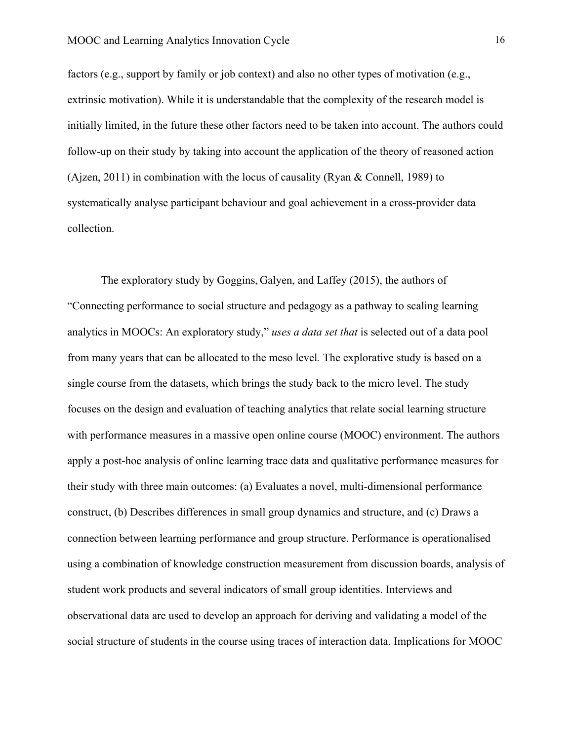factors (e.g., support by family or job context) and also no other types of motivation (e.g., extrinsic motivation). While it is understandable that the complexity of the research model is initially limited, in the future these other factors need to be taken into account. The authors could follow-up on their study by taking into account the application of the theory of reasoned action (Ajzen, 2011) in combination with the locus of causality (Ryan & Connell, 1989) to systematically analyse participant behaviour and goal achievement in a cross-provider data collection.

The exploratory study by Goggins, Galyen, and Laffey (2015), the authors of "Connecting performance to social structure and pedagogy as a pathway to scaling learning analytics in MOOCs: An exploratory study," *uses a data set that* is selected out of a data pool from many years that can be allocated to the meso level. The explorative study is based on a single course from the datasets, which brings the study back to the micro level. The study focuses on the design and evaluation of teaching analytics that relate social learning structure with performance measures in a massive open online course (MOOC) environment. The authors apply a post-hoc analysis of online learning trace data and qualitative performance measures for their study with three main outcomes: (a) Evaluates a novel, multi-dimensional performance construct, (b) Describes differences in small group dynamics and structure, and (c) Draws a connection between learning performance and group structure. Performance is operationalised using a combination of knowledge construction measurement from discussion boards, analysis of student work products and several indicators of small group identities. Interviews and observational data are used to develop an approach for deriving and validating a model of the social structure of students in the course using traces of interaction data. Implications for MOOC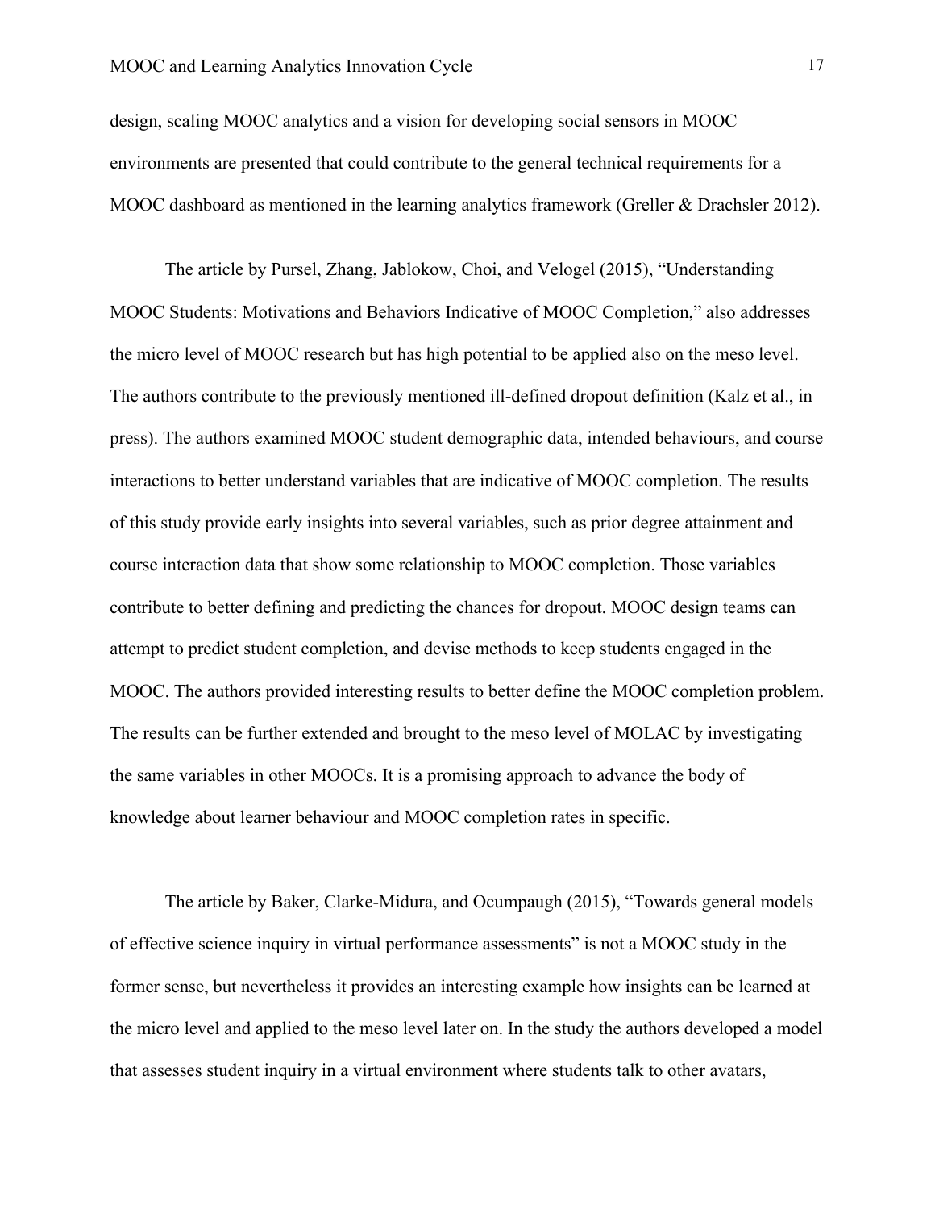design, scaling MOOC analytics and a vision for developing social sensors in MOOC environments are presented that could contribute to the general technical requirements for a MOOC dashboard as mentioned in the learning analytics framework (Greller & Drachsler 2012).

The article by Pursel, Zhang, Jablokow, Choi, and Velogel (2015), "Understanding MOOC Students: Motivations and Behaviors Indicative of MOOC Completion," also addresses the micro level of MOOC research but has high potential to be applied also on the meso level. The authors contribute to the previously mentioned ill-defined dropout definition (Kalz et al., in press). The authors examined MOOC student demographic data, intended behaviours, and course interactions to better understand variables that are indicative of MOOC completion. The results of this study provide early insights into several variables, such as prior degree attainment and course interaction data that show some relationship to MOOC completion. Those variables contribute to better defining and predicting the chances for dropout. MOOC design teams can attempt to predict student completion, and devise methods to keep students engaged in the MOOC. The authors provided interesting results to better define the MOOC completion problem. The results can be further extended and brought to the meso level of MOLAC by investigating the same variables in other MOOCs. It is a promising approach to advance the body of knowledge about learner behaviour and MOOC completion rates in specific.

The article by Baker, Clarke-Midura, and Ocumpaugh (2015), "Towards general models of effective science inquiry in virtual performance assessments" is not a MOOC study in the former sense, but nevertheless it provides an interesting example how insights can be learned at the micro level and applied to the meso level later on. In the study the authors developed a model that assesses student inquiry in a virtual environment where students talk to other avatars,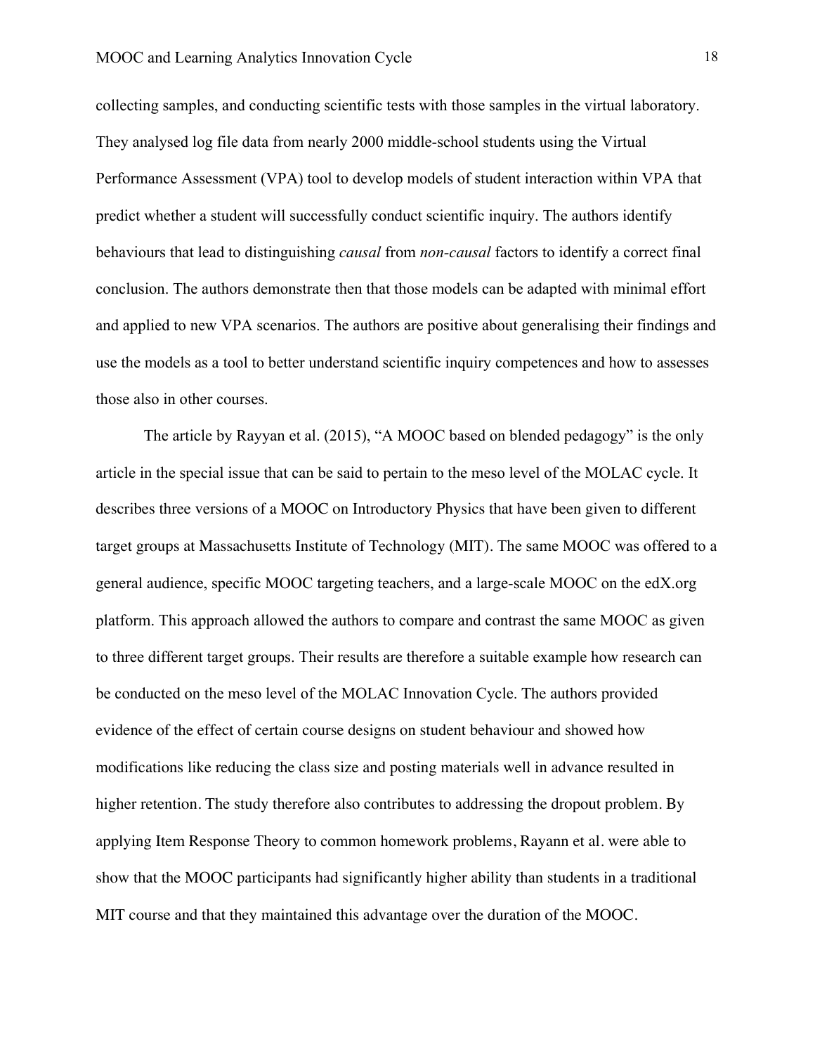collecting samples, and conducting scientific tests with those samples in the virtual laboratory. They analysed log file data from nearly 2000 middle-school students using the Virtual Performance Assessment (VPA) tool to develop models of student interaction within VPA that predict whether a student will successfully conduct scientific inquiry. The authors identify behaviours that lead to distinguishing *causal* from *non-causal* factors to identify a correct final conclusion. The authors demonstrate then that those models can be adapted with minimal effort and applied to new VPA scenarios. The authors are positive about generalising their findings and use the models as a tool to better understand scientific inquiry competences and how to assesses those also in other courses.

The article by Rayyan et al. (2015), "A MOOC based on blended pedagogy" is the only article in the special issue that can be said to pertain to the meso level of the MOLAC cycle. It describes three versions of a MOOC on Introductory Physics that have been given to different target groups at Massachusetts Institute of Technology (MIT). The same MOOC was offered to a general audience, specific MOOC targeting teachers, and a large-scale MOOC on the edX.org platform. This approach allowed the authors to compare and contrast the same MOOC as given to three different target groups. Their results are therefore a suitable example how research can be conducted on the meso level of the MOLAC Innovation Cycle. The authors provided evidence of the effect of certain course designs on student behaviour and showed how modifications like reducing the class size and posting materials well in advance resulted in higher retention. The study therefore also contributes to addressing the dropout problem. By applying Item Response Theory to common homework problems, Rayann et al. were able to show that the MOOC participants had significantly higher ability than students in a traditional MIT course and that they maintained this advantage over the duration of the MOOC.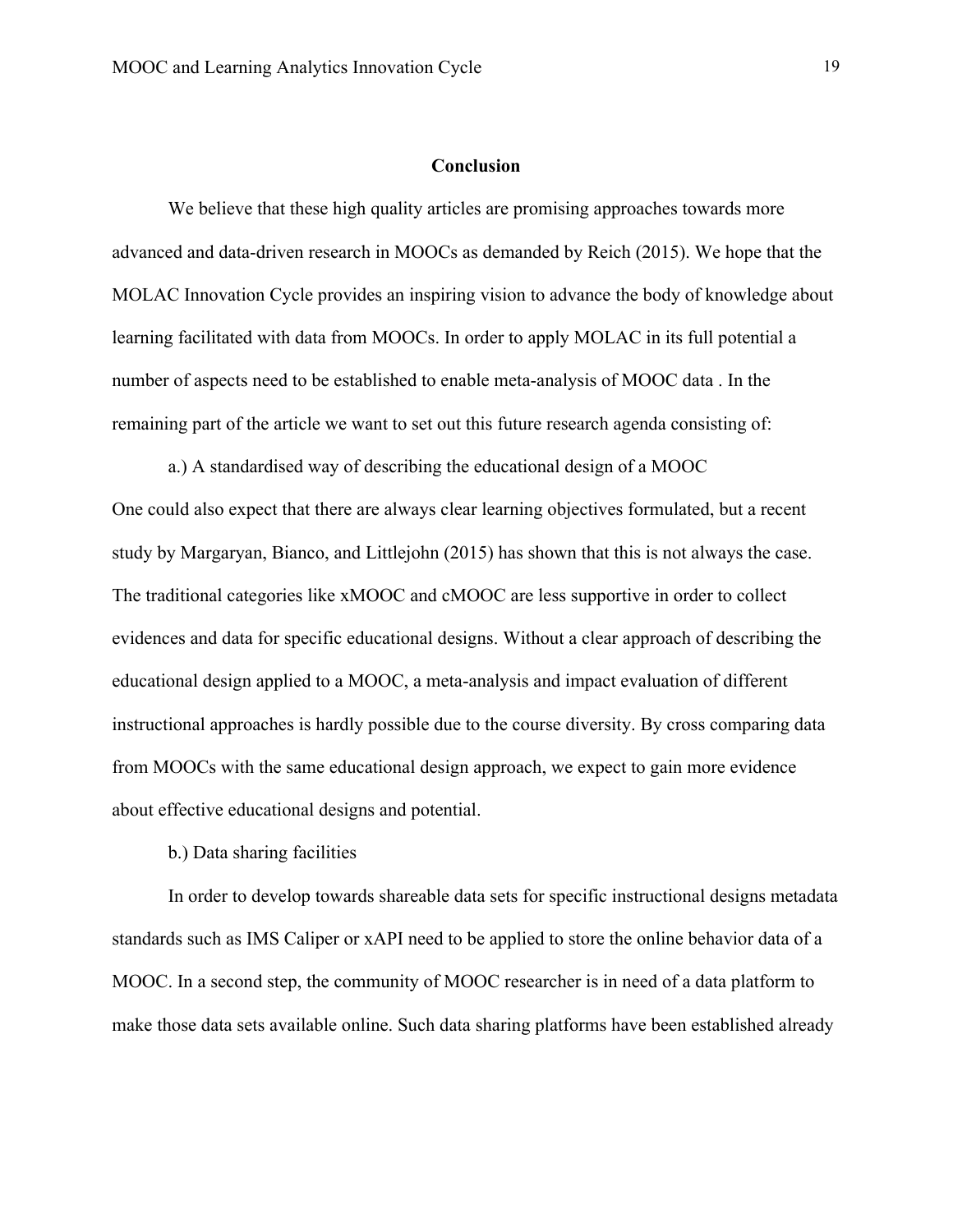## Conclusion

We believe that these high quality articles are promising approaches towards more advanced and data-driven research in MOOCs as demanded by Reich (2015). We hope that the MOLAC Innovation Cycle provides an inspiring vision to advance the body of knowledge about learning facilitated with data from MOOCs. In order to apply MOLAC in its full potential a number of aspects need to be established to enable meta-analysis of MOOC data . In the remaining part of the article we want to set out this future research agenda consisting of:

a.) A standardised way of describing the educational design of a MOOC

One could also expect that there are always clear learning objectives formulated, but a recent study by Margaryan, Bianco, and Littlejohn (2015) has shown that this is not always the case. The traditional categories like xMOOC and cMOOC are less supportive in order to collect evidences and data for specific educational designs. Without a clear approach of describing the educational design applied to a MOOC, a meta-analysis and impact evaluation of different instructional approaches is hardly possible due to the course diversity. By cross comparing data from MOOCs with the same educational design approach, we expect to gain more evidence about effective educational designs and potential.

b.) Data sharing facilities

In order to develop towards shareable data sets for specific instructional designs metadata standards such as IMS Caliper or xAPI need to be applied to store the online behavior data of a MOOC. In a second step, the community of MOOC researcher is in need of a data platform to make those data sets available online. Such data sharing platforms have been established already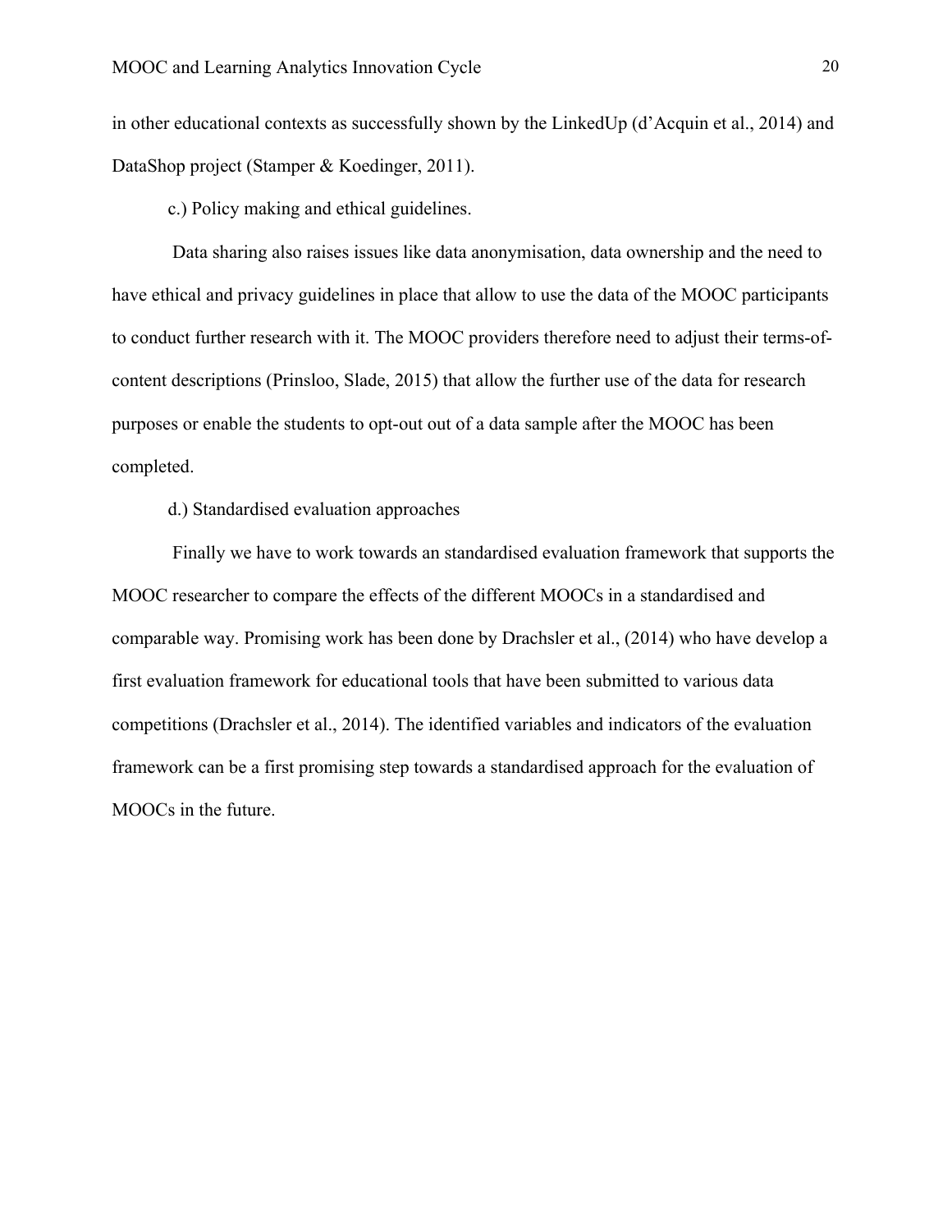in other educational contexts as successfully shown by the LinkedUp (d'Acquin et al., 2014) and DataShop project (Stamper & Koedinger, 2011).

c.) Policy making and ethical guidelines.

Data sharing also raises issues like data anonymisation, data ownership and the need to have ethical and privacy guidelines in place that allow to use the data of the MOOC participants to conduct further research with it. The MOOC providers therefore need to adjust their terms-of-content descriptions (Prinsloo, Slade, 2015) that allow the further use of the data for research purposes or enable the students to opt-out out of a data sample after the MOOC has been completed.

d.) Standardised evaluation approaches

Finally we have to work towards an standardised evaluation framework that supports the MOOC researcher to compare the effects of the different MOOCs in a standardised and comparable way. Promising work has been done by Drachsler et al., (2014) who have develop a first evaluation framework for educational tools that have been submitted to various data competitions (Drachsler et al., 2014). The identified variables and indicators of the evaluation framework can be a first promising step towards a standardised approach for the evaluation of MOOCs in the future.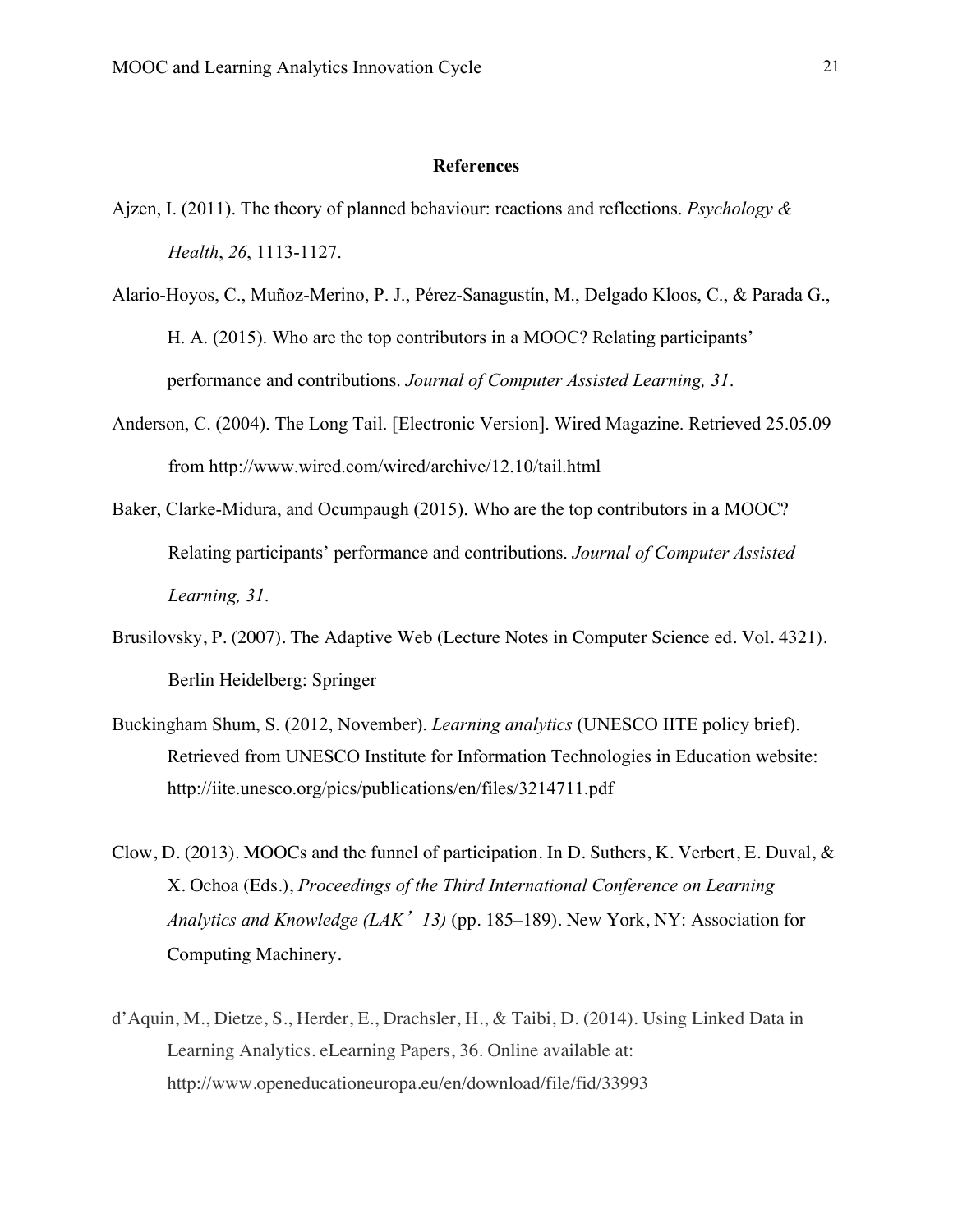## References

Ajzen, I. (2011). The theory of planned behaviour: reactions and reflections. *Psychology & Health*, *26*, 1113-1127.

Alario-Hoyos, C., Muñoz-Merino, P. J., Pérez-Sanagustín, M., Delgado Kloos, C., & Parada G., H. A. (2015). Who are the top contributors in a MOOC? Relating participants' performance and contributions. *Journal of Computer Assisted Learning, 31*.

Anderson, C. (2004). The Long Tail. [Electronic Version]. Wired Magazine. Retrieved 25.05.09 from http://www.wired.com/wired/archive/12.10/tail.html

Baker, Clarke-Midura, and Ocumpaugh (2015). Who are the top contributors in a MOOC? Relating participants' performance and contributions. *Journal of Computer Assisted Learning, 31*.

Brusilovsky, P. (2007). The Adaptive Web (Lecture Notes in Computer Science ed. Vol. 4321). Berlin Heidelberg: Springer

Buckingham Shum, S. (2012, November). *Learning analytics* (UNESCO IITE policy brief). Retrieved from UNESCO Institute for Information Technologies in Education website: http://iite.unesco.org/pics/publications/en/files/3214711.pdf

Clow, D. (2013). MOOCs and the funnel of participation. In D. Suthers, K. Verbert, E. Duval, & X. Ochoa (Eds.), *Proceedings of the Third International Conference on Learning Analytics and Knowledge (LAK'13)* (pp. 185–189). New York, NY: Association for Computing Machinery.

d'Aquin, M., Dietze, S., Herder, E., Drachsler, H., & Taibi, D. (2014). Using Linked Data in Learning Analytics. eLearning Papers, 36. Online available at: http://www.openeducationeuropa.eu/en/download/file/fid/33993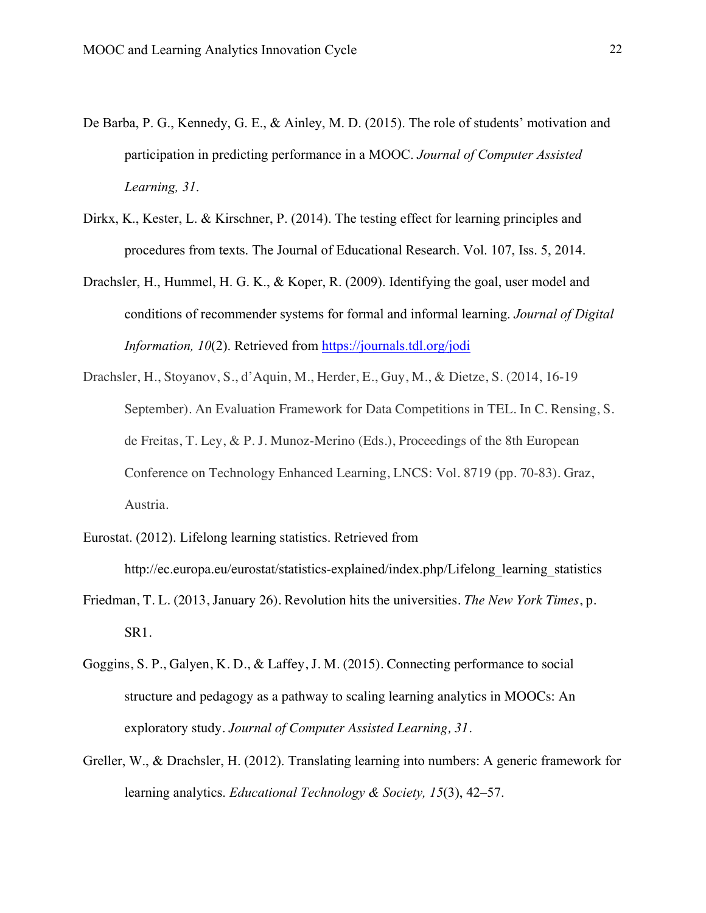De Barba, P. G., Kennedy, G. E., & Ainley, M. D. (2015). The role of students' motivation and participation in predicting performance in a MOOC. *Journal of Computer Assisted Learning, 31*.

Dirkx, K., Kester, L. & Kirschner, P. (2014). The testing effect for learning principles and procedures from texts. The Journal of Educational Research. Vol. 107, Iss. 5, 2014.

Drachsler, H., Hummel, H. G. K., & Koper, R. (2009). Identifying the goal, user model and conditions of recommender systems for formal and informal learning. *Journal of Digital Information, 10*(2). Retrieved from [https://journals.tdl.org/jodi](https://journals.tdl.org/jodi)

Drachsler, H., Stoyanov, S., d'Aquin, M., Herder, E., Guy, M., & Dietze, S. (2014, 16-19 September). An Evaluation Framework for Data Competitions in TEL. In C. Rensing, S. de Freitas, T. Ley, & P. J. Munoz-Merino (Eds.), Proceedings of the 8th European Conference on Technology Enhanced Learning, LNCS: Vol. 8719 (pp. 70-83). Graz, Austria.

Eurostat. (2012). Lifelong learning statistics. Retrieved from http://ec.europa.eu/eurostat/statistics-explained/index.php/Lifelong_learning_statistics

Friedman, T. L. (2013, January 26). Revolution hits the universities. *The New York Times*, p. SR1.

Goggins, S. P., Galyen, K. D., & Laffey, J. M. (2015). Connecting performance to social structure and pedagogy as a pathway to scaling learning analytics in MOOCs: An exploratory study. *Journal of Computer Assisted Learning, 31*.

Greller, W., & Drachsler, H. (2012). Translating learning into numbers: A generic framework for learning analytics. *Educational Technology & Society, 15*(3), 42–57.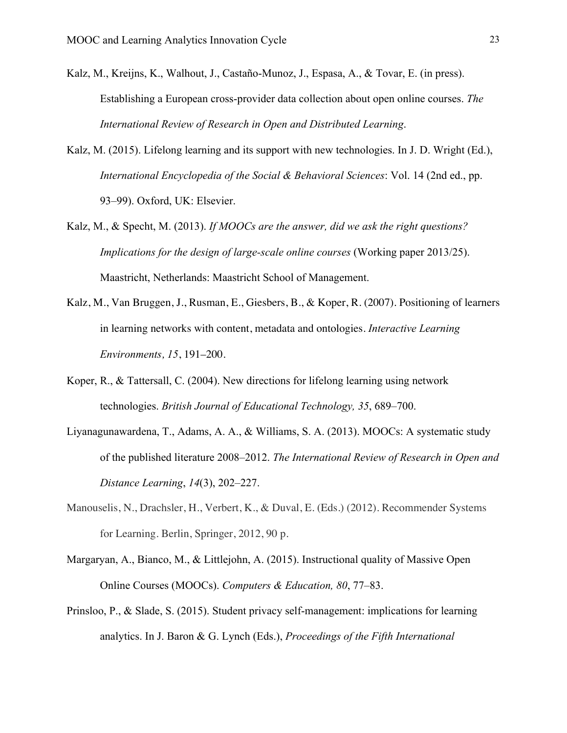Kalz, M., Kreijns, K., Walhout, J., Castaño-Munoz, J., Espasa, A., & Tovar, E. (in press). Establishing a European cross-provider data collection about open online courses. *The International Review of Research in Open and Distributed Learning.*

Kalz, M. (2015). Lifelong learning and its support with new technologies. In J. D. Wright (Ed.), *International Encyclopedia of the Social & Behavioral Sciences*: Vol. 14 (2nd ed., pp. 93–99). Oxford, UK: Elsevier.

Kalz, M., & Specht, M. (2013). *If MOOCs are the answer, did we ask the right questions? Implications for the design of large-scale online courses* (Working paper 2013/25). Maastricht, Netherlands: Maastricht School of Management.

Kalz, M., Van Bruggen, J., Rusman, E., Giesbers, B., & Koper, R. (2007). Positioning of learners in learning networks with content, metadata and ontologies. *Interactive Learning Environments, 15*, 191–200.

Koper, R., & Tattersall, C. (2004). New directions for lifelong learning using network technologies. *British Journal of Educational Technology, 35*, 689–700.

Liyanagunawardena, T., Adams, A. A., & Williams, S. A. (2013). MOOCs: A systematic study of the published literature 2008–2012. *The International Review of Research in Open and Distance Learning*, *14*(3), 202–227.

Manouselis, N., Drachsler, H., Verbert, K., & Duval, E. (Eds.) (2012). Recommender Systems for Learning. Berlin, Springer, 2012, 90 p.

Margaryan, A., Bianco, M., & Littlejohn, A. (2015). Instructional quality of Massive Open Online Courses (MOOCs). *Computers & Education, 80*, 77–83.

Prinsloo, P., & Slade, S. (2015). Student privacy self-management: implications for learning analytics. In J. Baron & G. Lynch (Eds.), *Proceedings of the Fifth International*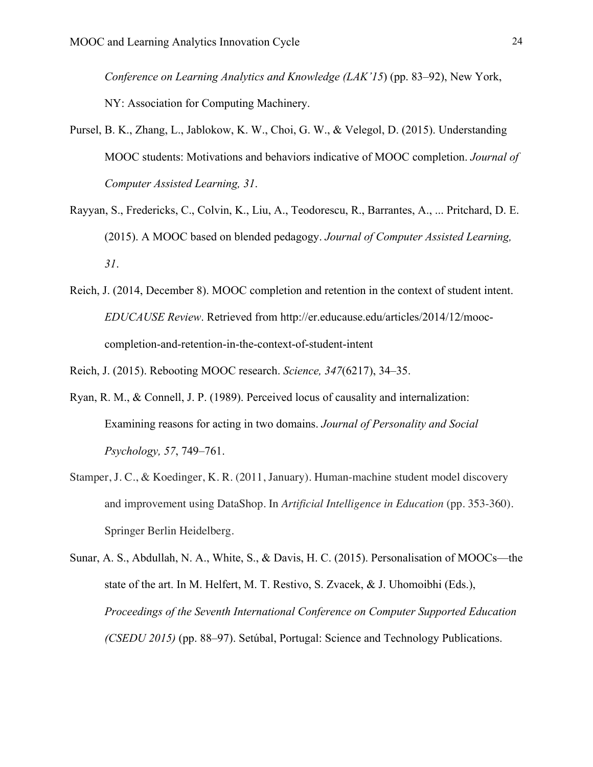*Conference on Learning Analytics and Knowledge (LAK'15*) (pp. 83–92), New York, NY: Association for Computing Machinery.

Pursel, B. K., Zhang, L., Jablokow, K. W., Choi, G. W., & Velegol, D. (2015). Understanding MOOC students: Motivations and behaviors indicative of MOOC completion. *Journal of Computer Assisted Learning, 31*.

Rayyan, S., Fredericks, C., Colvin, K., Liu, A., Teodorescu, R., Barrantes, A., ... Pritchard, D. E. (2015). A MOOC based on blended pedagogy. *Journal of Computer Assisted Learning, 31*.

Reich, J. (2014, December 8). MOOC completion and retention in the context of student intent. *EDUCAUSE Review*. Retrieved from http://er.educause.edu/articles/2014/12/mooc-completion-and-retention-in-the-context-of-student-intent

Reich, J. (2015). Rebooting MOOC research. *Science, 347*(6217), 34–35.

Ryan, R. M., & Connell, J. P. (1989). Perceived locus of causality and internalization: Examining reasons for acting in two domains. *Journal of Personality and Social Psychology, 57*, 749–761.

Stamper, J. C., & Koedinger, K. R. (2011, January). Human-machine student model discovery and improvement using DataShop. In *Artificial Intelligence in Education* (pp. 353-360). Springer Berlin Heidelberg.

Sunar, A. S., Abdullah, N. A., White, S., & Davis, H. C. (2015). Personalisation of MOOCs—the state of the art. In M. Helfert, M. T. Restivo, S. Zvacek, & J. Uhomoibhi (Eds.), *Proceedings of the Seventh International Conference on Computer Supported Education (CSEDU 2015)* (pp. 88–97). Setúbal, Portugal: Science and Technology Publications.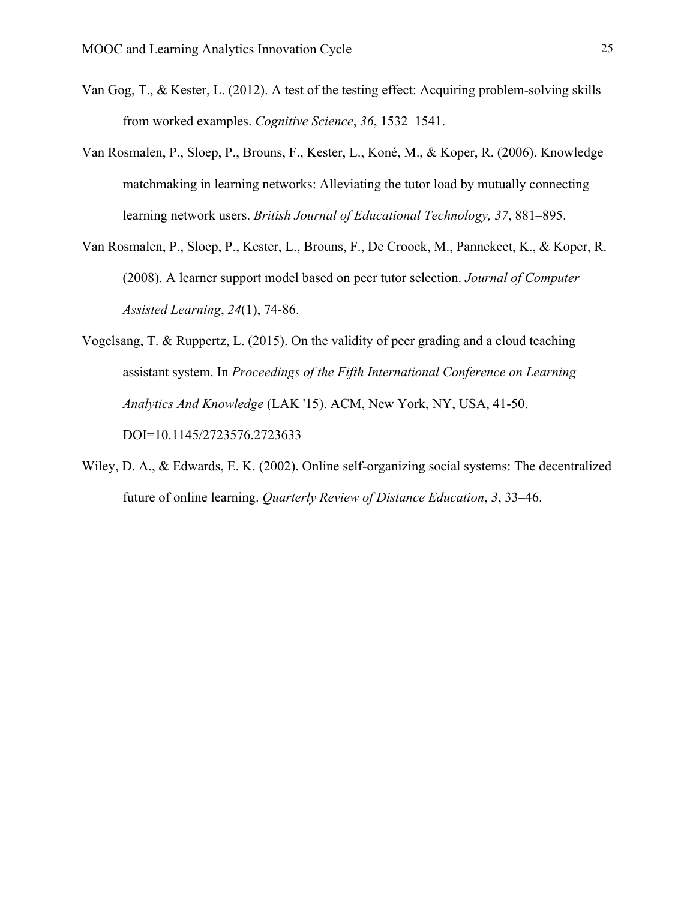Van Gog, T., & Kester, L. (2012). A test of the testing effect: Acquiring problem-solving skills from worked examples. *Cognitive Science*, *36*, 1532–1541.

Van Rosmalen, P., Sloep, P., Brouns, F., Kester, L., Koné, M., & Koper, R. (2006). Knowledge matchmaking in learning networks: Alleviating the tutor load by mutually connecting learning network users. *British Journal of Educational Technology, 37*, 881–895.

Van Rosmalen, P., Sloep, P., Kester, L., Brouns, F., De Croock, M., Pannekeet, K., & Koper, R. (2008). A learner support model based on peer tutor selection. *Journal of Computer Assisted Learning*, *24*(1), 74-86.

Vogelsang, T. & Ruppertz, L. (2015). On the validity of peer grading and a cloud teaching assistant system. In *Proceedings of the Fifth International Conference on Learning Analytics And Knowledge* (LAK '15). ACM, New York, NY, USA, 41-50. DOI=10.1145/2723576.2723633

Wiley, D. A., & Edwards, E. K. (2002). Online self-organizing social systems: The decentralized future of online learning. *Quarterly Review of Distance Education*, *3*, 33–46.